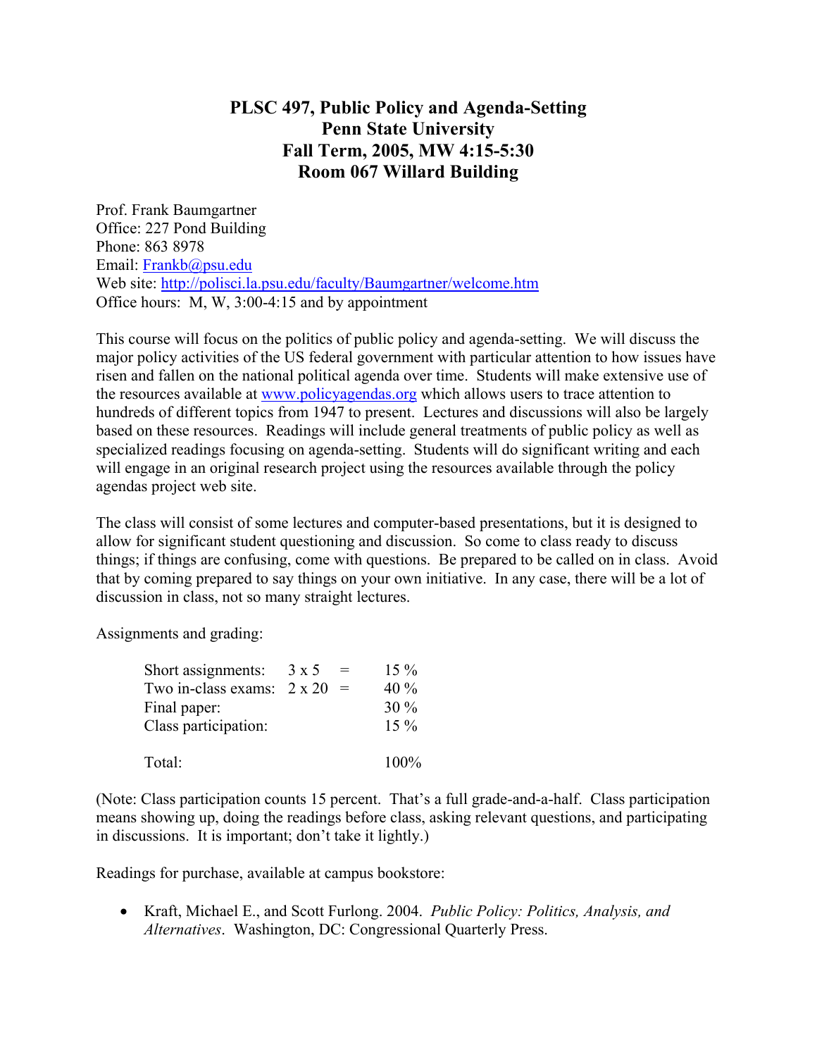# PLSC 497, Public Policy and Agenda-Setting
## Penn State University
## Fall Term, 2005, MW 4:15-5:30
## Room 067 Willard Building

Prof. Frank Baumgartner
Office: 227 Pond Building
Phone: 863 8978
Email: Frankb@psu.edu
Web site: http://polisci.la.psu.edu/faculty/Baumgartner/welcome.htm
Office hours: M, W, 3:00-4:15 and by appointment

This course will focus on the politics of public policy and agenda-setting. We will discuss the major policy activities of the US federal government with particular attention to how issues have risen and fallen on the national political agenda over time. Students will make extensive use of the resources available at www.policyagendas.org which allows users to trace attention to hundreds of different topics from 1947 to present. Lectures and discussions will also be largely based on these resources. Readings will include general treatments of public policy as well as specialized readings focusing on agenda-setting. Students will do significant writing and each will engage in an original research project using the resources available through the policy agendas project web site.

The class will consist of some lectures and computer-based presentations, but it is designed to allow for significant student questioning and discussion. So come to class ready to discuss things; if things are confusing, come with questions. Be prepared to be called on in class. Avoid that by coming prepared to say things on your own initiative. In any case, there will be a lot of discussion in class, not so many straight lectures.

Assignments and grading:

| | | | |
|---|---|---|---|
| Short assignments: | 3 x 5 | = | 15 % |
| Two in-class exams: | 2 x 20 | = | 40 % |
| Final paper: | | | 30 % |
| Class participation: | | | 15 % |
| Total: | | | 100% |

(Note: Class participation counts 15 percent. That's a full grade-and-a-half. Class participation means showing up, doing the readings before class, asking relevant questions, and participating in discussions. It is important; don't take it lightly.)

Readings for purchase, available at campus bookstore:

- Kraft, Michael E., and Scott Furlong. 2004. *Public Policy: Politics, Analysis, and Alternatives*. Washington, DC: Congressional Quarterly Press.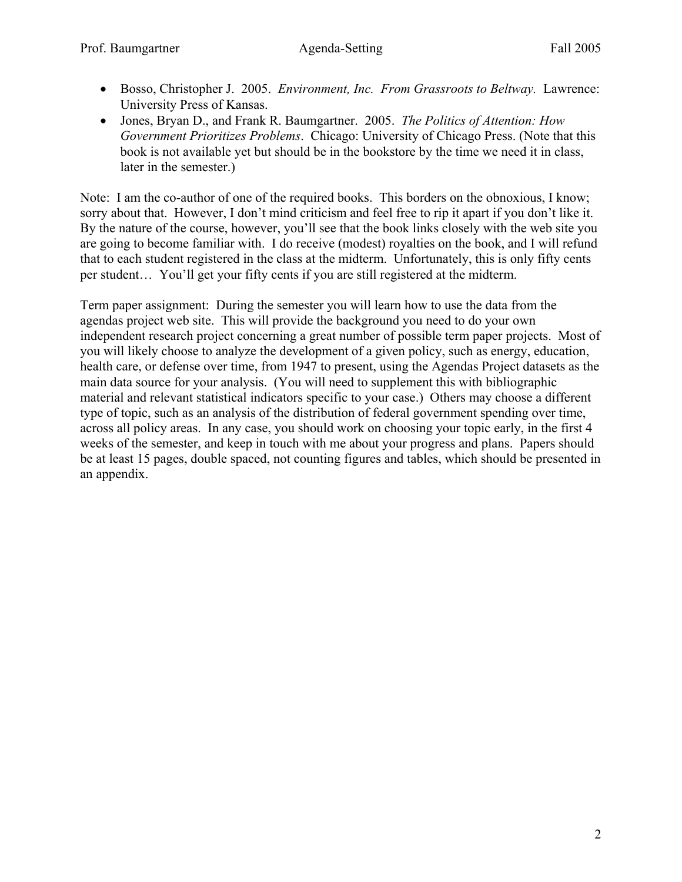- Bosso, Christopher J. 2005. *Environment, Inc. From Grassroots to Beltway.* Lawrence: University Press of Kansas.
- Jones, Bryan D., and Frank R. Baumgartner. 2005. *The Politics of Attention: How Government Prioritizes Problems*. Chicago: University of Chicago Press. (Note that this book is not available yet but should be in the bookstore by the time we need it in class, later in the semester.)

Note: I am the co-author of one of the required books. This borders on the obnoxious, I know; sorry about that. However, I don't mind criticism and feel free to rip it apart if you don't like it. By the nature of the course, however, you'll see that the book links closely with the web site you are going to become familiar with. I do receive (modest) royalties on the book, and I will refund that to each student registered in the class at the midterm. Unfortunately, this is only fifty cents per student… You'll get your fifty cents if you are still registered at the midterm.

Term paper assignment: During the semester you will learn how to use the data from the agendas project web site. This will provide the background you need to do your own independent research project concerning a great number of possible term paper projects. Most of you will likely choose to analyze the development of a given policy, such as energy, education, health care, or defense over time, from 1947 to present, using the Agendas Project datasets as the main data source for your analysis. (You will need to supplement this with bibliographic material and relevant statistical indicators specific to your case.) Others may choose a different type of topic, such as an analysis of the distribution of federal government spending over time, across all policy areas. In any case, you should work on choosing your topic early, in the first 4 weeks of the semester, and keep in touch with me about your progress and plans. Papers should be at least 15 pages, double spaced, not counting figures and tables, which should be presented in an appendix.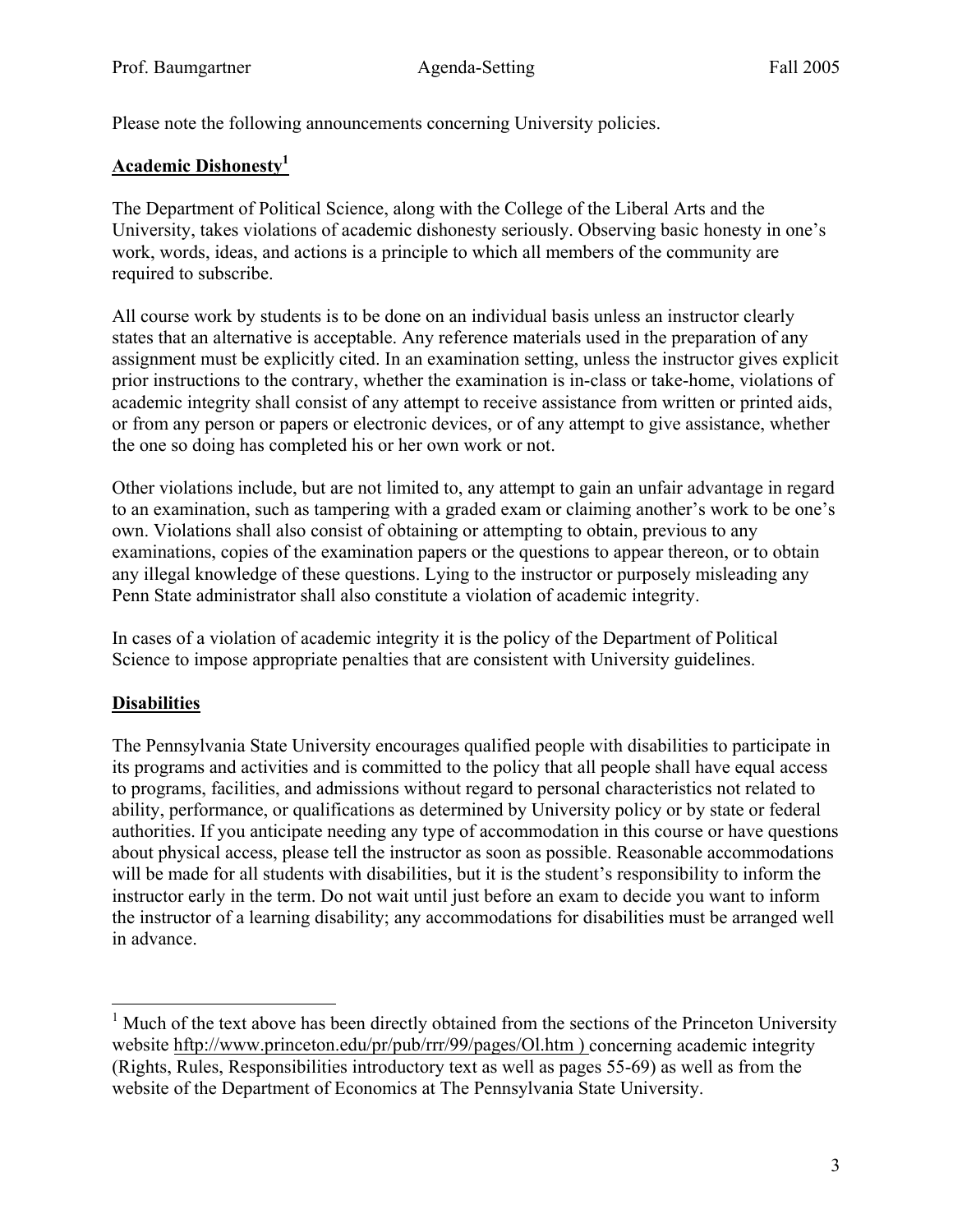Please note the following announcements concerning University policies.

## Academic Dishonesty[1]

The Department of Political Science, along with the College of the Liberal Arts and the University, takes violations of academic dishonesty seriously. Observing basic honesty in one's work, words, ideas, and actions is a principle to which all members of the community are required to subscribe.

All course work by students is to be done on an individual basis unless an instructor clearly states that an alternative is acceptable. Any reference materials used in the preparation of any assignment must be explicitly cited. In an examination setting, unless the instructor gives explicit prior instructions to the contrary, whether the examination is in-class or take-home, violations of academic integrity shall consist of any attempt to receive assistance from written or printed aids, or from any person or papers or electronic devices, or of any attempt to give assistance, whether the one so doing has completed his or her own work or not.

Other violations include, but are not limited to, any attempt to gain an unfair advantage in regard to an examination, such as tampering with a graded exam or claiming another's work to be one's own. Violations shall also consist of obtaining or attempting to obtain, previous to any examinations, copies of the examination papers or the questions to appear thereon, or to obtain any illegal knowledge of these questions. Lying to the instructor or purposely misleading any Penn State administrator shall also constitute a violation of academic integrity.

In cases of a violation of academic integrity it is the policy of the Department of Political Science to impose appropriate penalties that are consistent with University guidelines.

## Disabilities

The Pennsylvania State University encourages qualified people with disabilities to participate in its programs and activities and is committed to the policy that all people shall have equal access to programs, facilities, and admissions without regard to personal characteristics not related to ability, performance, or qualifications as determined by University policy or by state or federal authorities. If you anticipate needing any type of accommodation in this course or have questions about physical access, please tell the instructor as soon as possible. Reasonable accommodations will be made for all students with disabilities, but it is the student's responsibility to inform the instructor early in the term. Do not wait until just before an exam to decide you want to inform the instructor of a learning disability; any accommodations for disabilities must be arranged well in advance.

---

[1] Much of the text above has been directly obtained from the sections of the Princeton University website hftp://www.princeton.edu/pr/pub/rrr/99/pages/Ol.htm ) concerning academic integrity (Rights, Rules, Responsibilities introductory text as well as pages 55-69) as well as from the website of the Department of Economics at The Pennsylvania State University.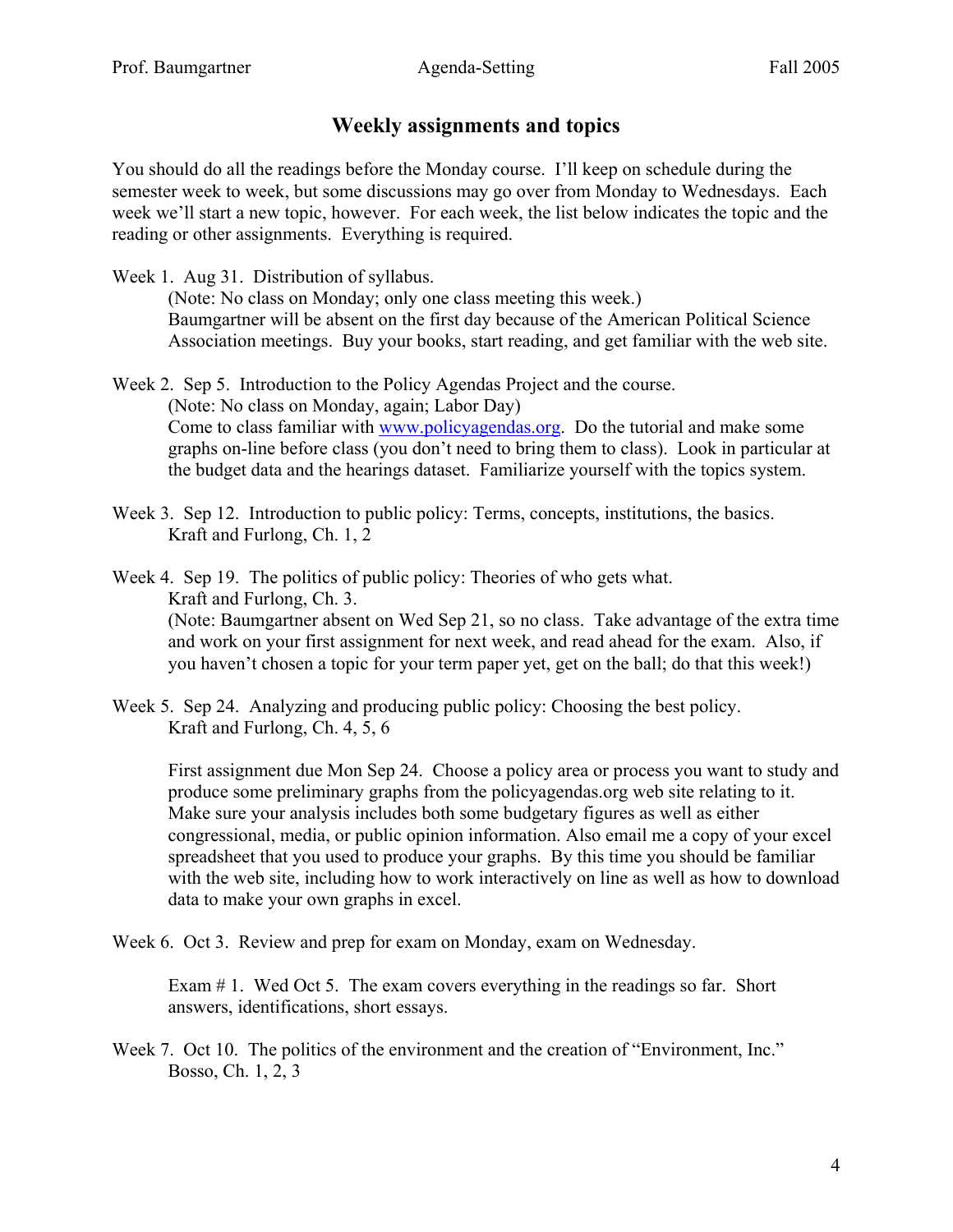## Weekly assignments and topics

You should do all the readings before the Monday course. I'll keep on schedule during the semester week to week, but some discussions may go over from Monday to Wednesdays. Each week we'll start a new topic, however. For each week, the list below indicates the topic and the reading or other assignments. Everything is required.

Week 1. Aug 31. Distribution of syllabus.
> (Note: No class on Monday; only one class meeting this week.)
> Baumgartner will be absent on the first day because of the American Political Science Association meetings. Buy your books, start reading, and get familiar with the web site.

Week 2. Sep 5. Introduction to the Policy Agendas Project and the course.
> (Note: No class on Monday, again; Labor Day)
> Come to class familiar with www.policyagendas.org. Do the tutorial and make some graphs on-line before class (you don't need to bring them to class). Look in particular at the budget data and the hearings dataset. Familiarize yourself with the topics system.

Week 3. Sep 12. Introduction to public policy: Terms, concepts, institutions, the basics.
> Kraft and Furlong, Ch. 1, 2

Week 4. Sep 19. The politics of public policy: Theories of who gets what.
> Kraft and Furlong, Ch. 3.
> (Note: Baumgartner absent on Wed Sep 21, so no class. Take advantage of the extra time and work on your first assignment for next week, and read ahead for the exam. Also, if you haven't chosen a topic for your term paper yet, get on the ball; do that this week!)

Week 5. Sep 24. Analyzing and producing public policy: Choosing the best policy.
> Kraft and Furlong, Ch. 4, 5, 6
>
> First assignment due Mon Sep 24. Choose a policy area or process you want to study and produce some preliminary graphs from the policyagendas.org web site relating to it. Make sure your analysis includes both some budgetary figures as well as either congressional, media, or public opinion information. Also email me a copy of your excel spreadsheet that you used to produce your graphs. By this time you should be familiar with the web site, including how to work interactively on line as well as how to download data to make your own graphs in excel.

Week 6. Oct 3. Review and prep for exam on Monday, exam on Wednesday.
>
> Exam # 1. Wed Oct 5. The exam covers everything in the readings so far. Short answers, identifications, short essays.

Week 7. Oct 10. The politics of the environment and the creation of "Environment, Inc."
> Bosso, Ch. 1, 2, 3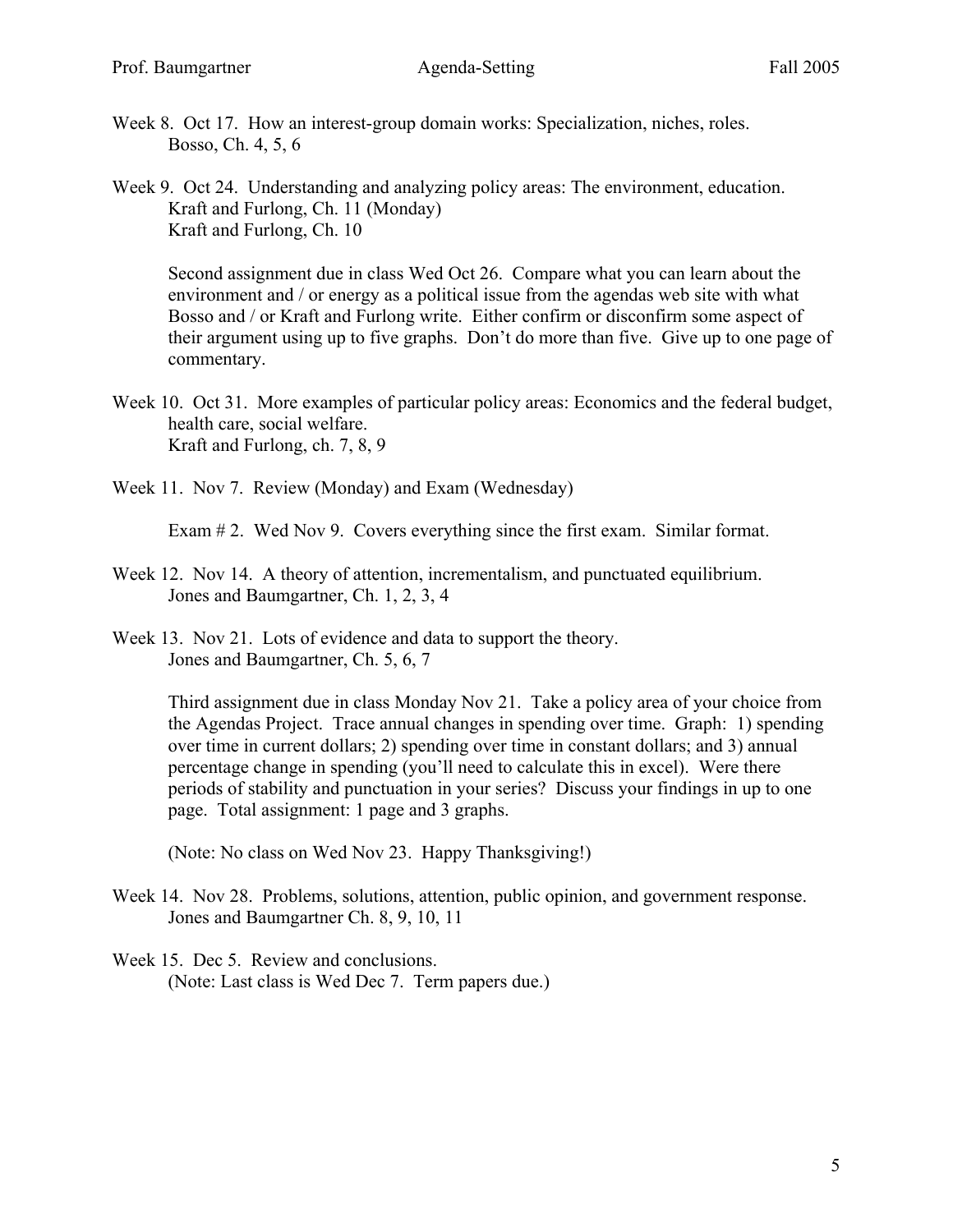Week 8. Oct 17. How an interest-group domain works: Specialization, niches, roles.
Bosso, Ch. 4, 5, 6

Week 9. Oct 24. Understanding and analyzing policy areas: The environment, education.
Kraft and Furlong, Ch. 11 (Monday)
Kraft and Furlong, Ch. 10

Second assignment due in class Wed Oct 26. Compare what you can learn about the environment and / or energy as a political issue from the agendas web site with what Bosso and / or Kraft and Furlong write. Either confirm or disconfirm some aspect of their argument using up to five graphs. Don't do more than five. Give up to one page of commentary.

Week 10. Oct 31. More examples of particular policy areas: Economics and the federal budget, health care, social welfare.
Kraft and Furlong, ch. 7, 8, 9

Week 11. Nov 7. Review (Monday) and Exam (Wednesday)

Exam # 2. Wed Nov 9. Covers everything since the first exam. Similar format.

Week 12. Nov 14. A theory of attention, incrementalism, and punctuated equilibrium.
Jones and Baumgartner, Ch. 1, 2, 3, 4

Week 13. Nov 21. Lots of evidence and data to support the theory.
Jones and Baumgartner, Ch. 5, 6, 7

Third assignment due in class Monday Nov 21. Take a policy area of your choice from the Agendas Project. Trace annual changes in spending over time. Graph: 1) spending over time in current dollars; 2) spending over time in constant dollars; and 3) annual percentage change in spending (you'll need to calculate this in excel). Were there periods of stability and punctuation in your series? Discuss your findings in up to one page. Total assignment: 1 page and 3 graphs.

(Note: No class on Wed Nov 23. Happy Thanksgiving!)

Week 14. Nov 28. Problems, solutions, attention, public opinion, and government response.
Jones and Baumgartner Ch. 8, 9, 10, 11

Week 15. Dec 5. Review and conclusions.
(Note: Last class is Wed Dec 7. Term papers due.)